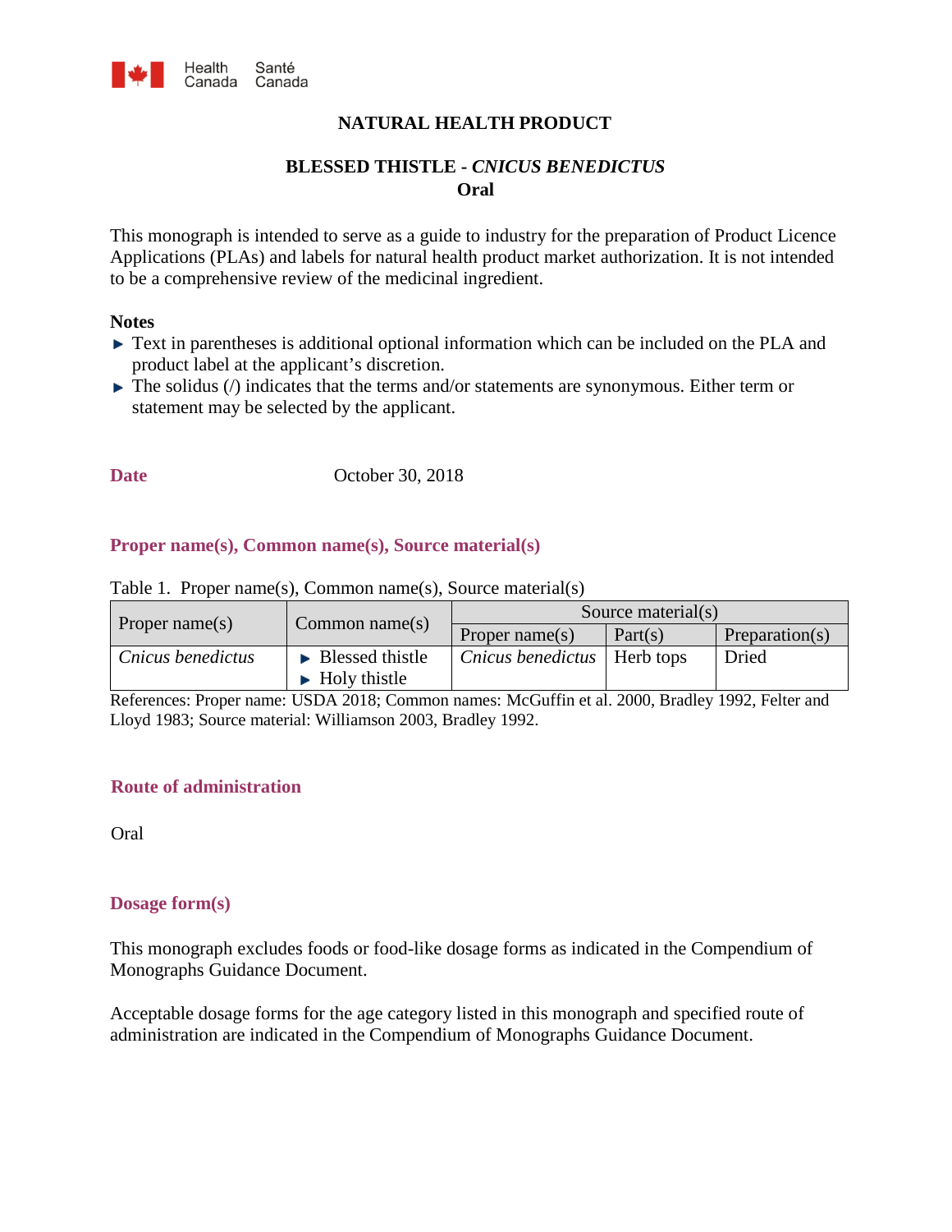Health Canada Santé Canada

# NATURAL HEALTH PRODUCT

## BLESSED THISTLE - *CNICUS BENEDICTUS*
## Oral

This monograph is intended to serve as a guide to industry for the preparation of Product Licence Applications (PLAs) and labels for natural health product market authorization. It is not intended to be a comprehensive review of the medicinal ingredient.

**Notes**

- Text in parentheses is additional optional information which can be included on the PLA and product label at the applicant's discretion.
- The solidus (/) indicates that the terms and/or statements are synonymous. Either term or statement may be selected by the applicant.

**Date** October 30, 2018

### Proper name(s), Common name(s), Source material(s)

Table 1. Proper name(s), Common name(s), Source material(s)

| Proper name(s) | Common name(s) | Source material(s) | | |
|---|---|---|---|---|
| | | Proper name(s) | Part(s) | Preparation(s) |
| *Cnicus benedictus* | ► Blessed thistle<br>► Holy thistle | *Cnicus benedictus* | Herb tops | Dried |

References: Proper name: USDA 2018; Common names: McGuffin et al. 2000, Bradley 1992, Felter and Lloyd 1983; Source material: Williamson 2003, Bradley 1992.

### Route of administration

Oral

### Dosage form(s)

This monograph excludes foods or food-like dosage forms as indicated in the Compendium of Monographs Guidance Document.

Acceptable dosage forms for the age category listed in this monograph and specified route of administration are indicated in the Compendium of Monographs Guidance Document.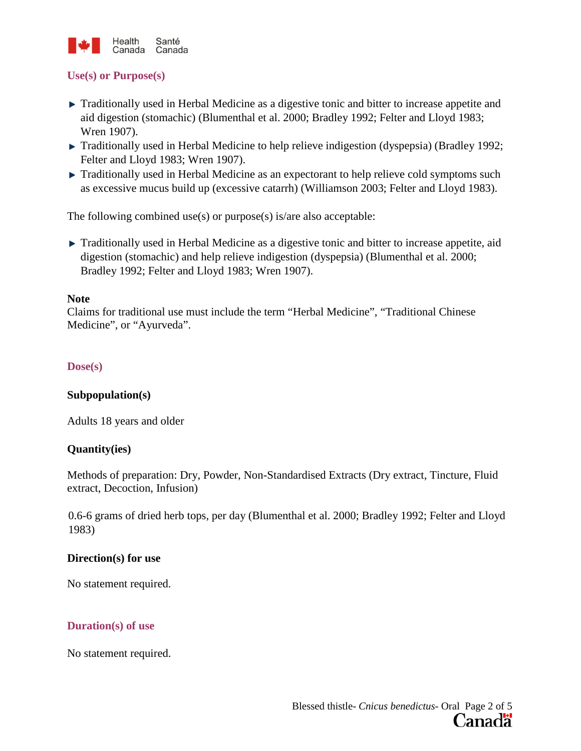## Use(s) or Purpose(s)

- Traditionally used in Herbal Medicine as a digestive tonic and bitter to increase appetite and aid digestion (stomachic) (Blumenthal et al. 2000; Bradley 1992; Felter and Lloyd 1983; Wren 1907).
- Traditionally used in Herbal Medicine to help relieve indigestion (dyspepsia) (Bradley 1992; Felter and Lloyd 1983; Wren 1907).
- Traditionally used in Herbal Medicine as an expectorant to help relieve cold symptoms such as excessive mucus build up (excessive catarrh) (Williamson 2003; Felter and Lloyd 1983).

The following combined use(s) or purpose(s) is/are also acceptable:

- Traditionally used in Herbal Medicine as a digestive tonic and bitter to increase appetite, aid digestion (stomachic) and help relieve indigestion (dyspepsia) (Blumenthal et al. 2000; Bradley 1992; Felter and Lloyd 1983; Wren 1907).

**Note**
Claims for traditional use must include the term “Herbal Medicine”, “Traditional Chinese Medicine”, or “Ayurveda”.

## Dose(s)

### Subpopulation(s)

Adults 18 years and older

### Quantity(ies)

Methods of preparation: Dry, Powder, Non-Standardised Extracts (Dry extract, Tincture, Fluid extract, Decoction, Infusion)

0.6-6 grams of dried herb tops, per day (Blumenthal et al. 2000; Bradley 1992; Felter and Lloyd 1983)

### Direction(s) for use

No statement required.

## Duration(s) of use

No statement required.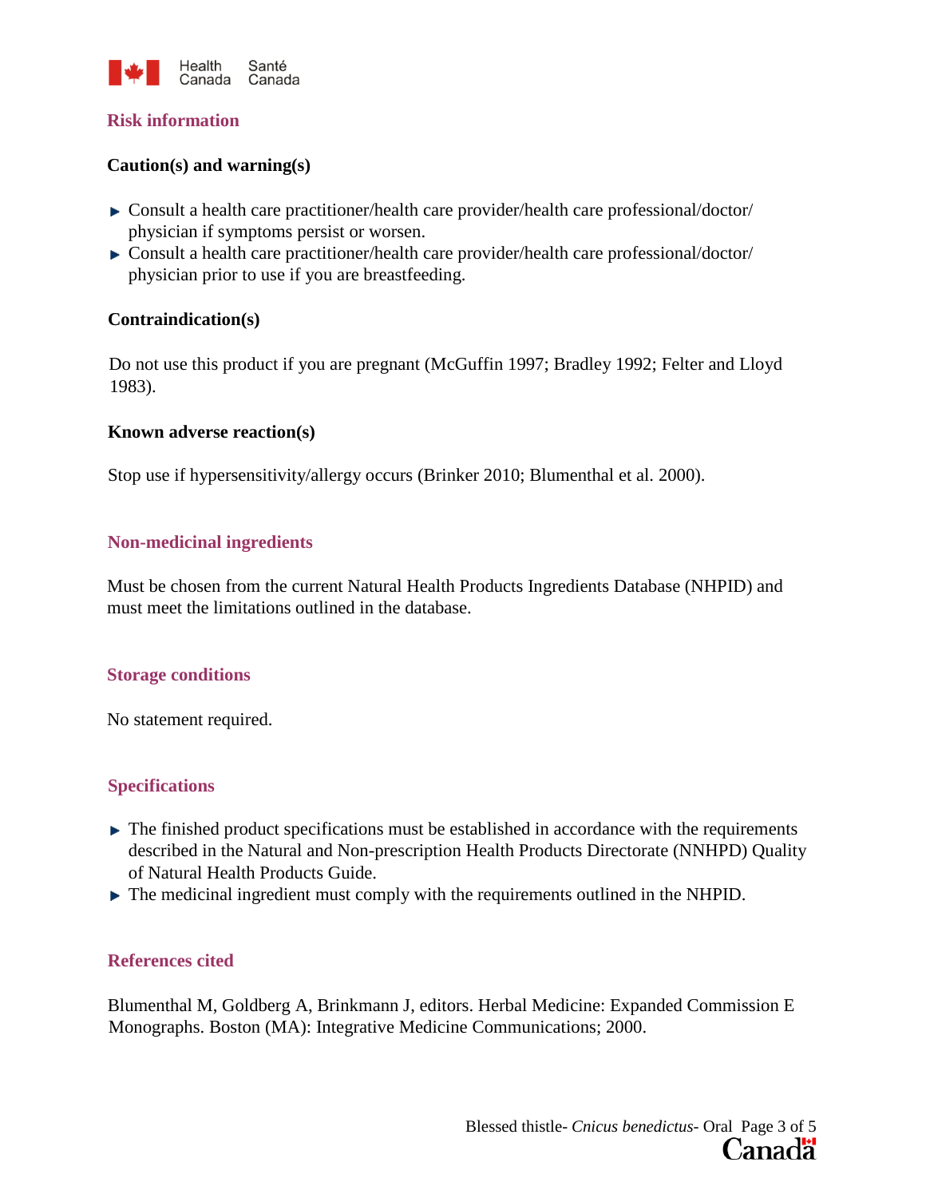## Risk information

### Caution(s) and warning(s)

- Consult a health care practitioner/health care provider/health care professional/doctor/physician if symptoms persist or worsen.
- Consult a health care practitioner/health care provider/health care professional/doctor/physician prior to use if you are breastfeeding.

### Contraindication(s)

Do not use this product if you are pregnant (McGuffin 1997; Bradley 1992; Felter and Lloyd 1983).

### Known adverse reaction(s)

Stop use if hypersensitivity/allergy occurs (Brinker 2010; Blumenthal et al. 2000).

## Non-medicinal ingredients

Must be chosen from the current Natural Health Products Ingredients Database (NHPID) and must meet the limitations outlined in the database.

## Storage conditions

No statement required.

## Specifications

- The finished product specifications must be established in accordance with the requirements described in the Natural and Non-prescription Health Products Directorate (NNHPD) Quality of Natural Health Products Guide.
- The medicinal ingredient must comply with the requirements outlined in the NHPID.

## References cited

Blumenthal M, Goldberg A, Brinkmann J, editors. Herbal Medicine: Expanded Commission E Monographs. Boston (MA): Integrative Medicine Communications; 2000.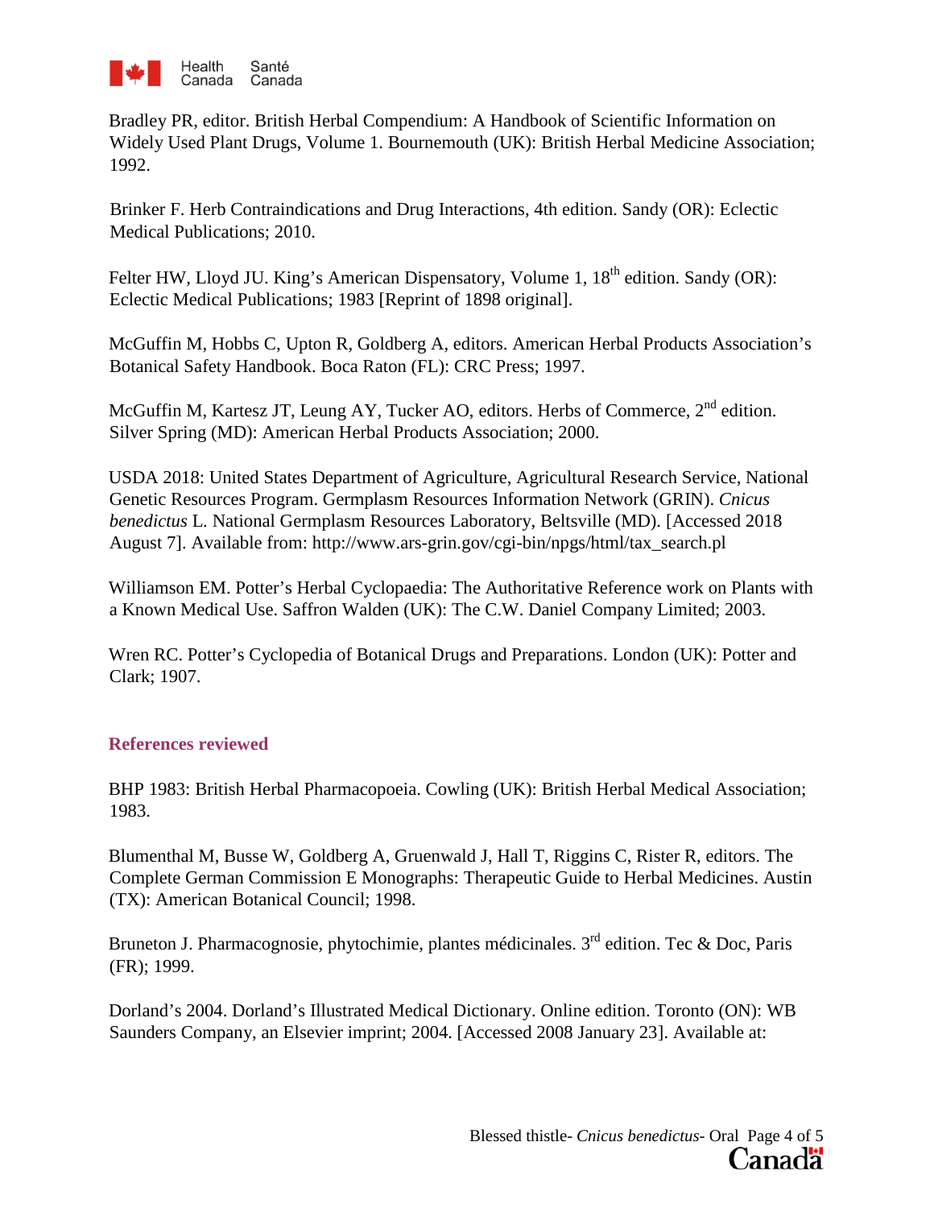Bradley PR, editor. British Herbal Compendium: A Handbook of Scientific Information on Widely Used Plant Drugs, Volume 1. Bournemouth (UK): British Herbal Medicine Association; 1992.

Brinker F. Herb Contraindications and Drug Interactions, 4th edition. Sandy (OR): Eclectic Medical Publications; 2010.

Felter HW, Lloyd JU. King's American Dispensatory, Volume 1, 18th edition. Sandy (OR): Eclectic Medical Publications; 1983 [Reprint of 1898 original].

McGuffin M, Hobbs C, Upton R, Goldberg A, editors. American Herbal Products Association's Botanical Safety Handbook. Boca Raton (FL): CRC Press; 1997.

McGuffin M, Kartesz JT, Leung AY, Tucker AO, editors. Herbs of Commerce, 2nd edition. Silver Spring (MD): American Herbal Products Association; 2000.

USDA 2018: United States Department of Agriculture, Agricultural Research Service, National Genetic Resources Program. Germplasm Resources Information Network (GRIN). *Cnicus benedictus* L. National Germplasm Resources Laboratory, Beltsville (MD). [Accessed 2018 August 7]. Available from: http://www.ars-grin.gov/cgi-bin/npgs/html/tax_search.pl

Williamson EM. Potter's Herbal Cyclopaedia: The Authoritative Reference work on Plants with a Known Medical Use. Saffron Walden (UK): The C.W. Daniel Company Limited; 2003.

Wren RC. Potter's Cyclopedia of Botanical Drugs and Preparations. London (UK): Potter and Clark; 1907.

## References reviewed

BHP 1983: British Herbal Pharmacopoeia. Cowling (UK): British Herbal Medical Association; 1983.

Blumenthal M, Busse W, Goldberg A, Gruenwald J, Hall T, Riggins C, Rister R, editors. The Complete German Commission E Monographs: Therapeutic Guide to Herbal Medicines. Austin (TX): American Botanical Council; 1998.

Bruneton J. Pharmacognosie, phytochimie, plantes médicinales. 3rd edition. Tec & Doc, Paris (FR); 1999.

Dorland's 2004. Dorland's Illustrated Medical Dictionary. Online edition. Toronto (ON): WB Saunders Company, an Elsevier imprint; 2004. [Accessed 2008 January 23]. Available at: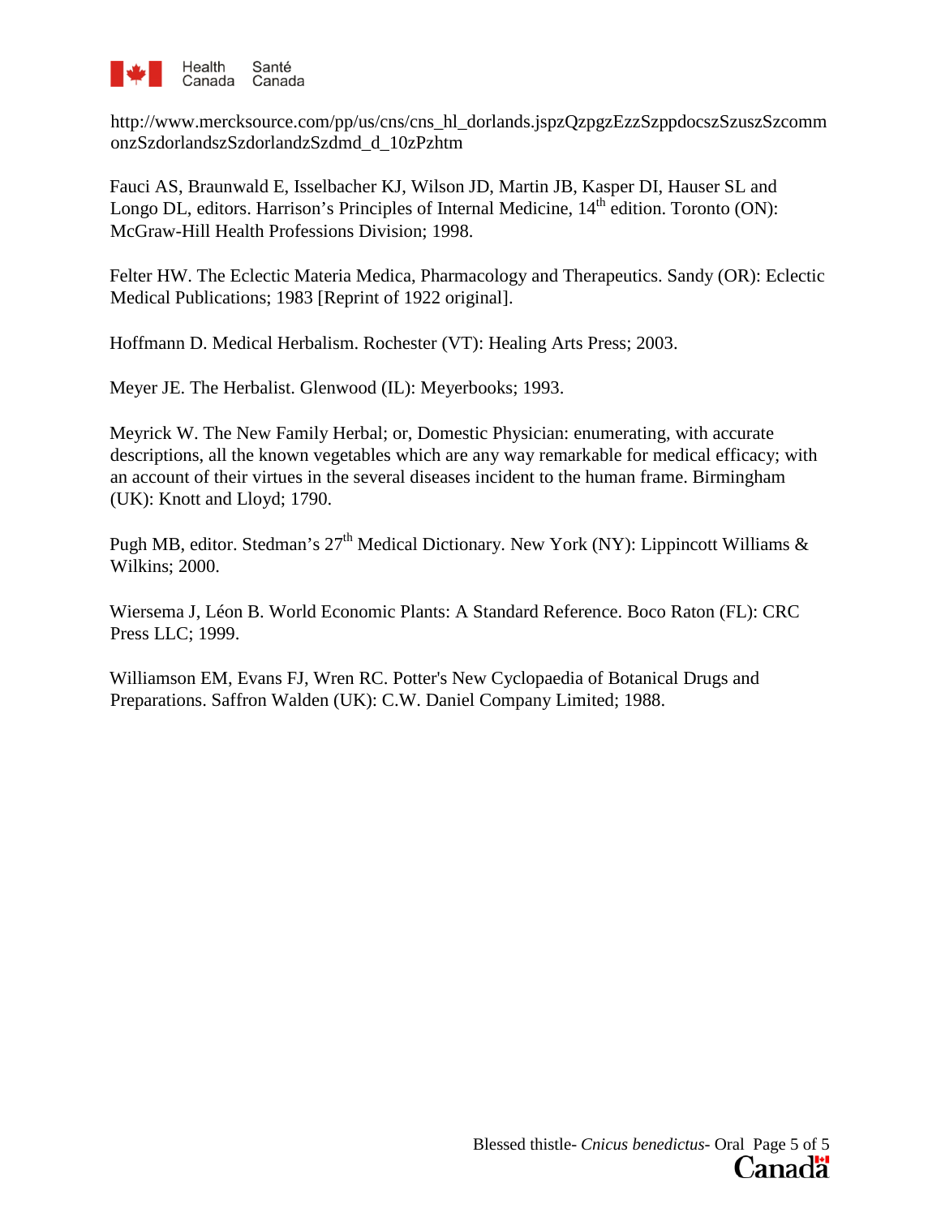http://www.mercksource.com/pp/us/cns/cns_hl_dorlands.jspzQzpgzEzzSzppdocszSzuszSzcommonzSzdorlandszSzdorlandzSzdmd_d_10zPzhtm

Fauci AS, Braunwald E, Isselbacher KJ, Wilson JD, Martin JB, Kasper DI, Hauser SL and Longo DL, editors. Harrison's Principles of Internal Medicine, 14th edition. Toronto (ON): McGraw-Hill Health Professions Division; 1998.

Felter HW. The Eclectic Materia Medica, Pharmacology and Therapeutics. Sandy (OR): Eclectic Medical Publications; 1983 [Reprint of 1922 original].

Hoffmann D. Medical Herbalism. Rochester (VT): Healing Arts Press; 2003.

Meyer JE. The Herbalist. Glenwood (IL): Meyerbooks; 1993.

Meyrick W. The New Family Herbal; or, Domestic Physician: enumerating, with accurate descriptions, all the known vegetables which are any way remarkable for medical efficacy; with an account of their virtues in the several diseases incident to the human frame. Birmingham (UK): Knott and Lloyd; 1790.

Pugh MB, editor. Stedman's 27th Medical Dictionary. New York (NY): Lippincott Williams & Wilkins; 2000.

Wiersema J, Léon B. World Economic Plants: A Standard Reference. Boco Raton (FL): CRC Press LLC; 1999.

Williamson EM, Evans FJ, Wren RC. Potter's New Cyclopaedia of Botanical Drugs and Preparations. Saffron Walden (UK): C.W. Daniel Company Limited; 1988.